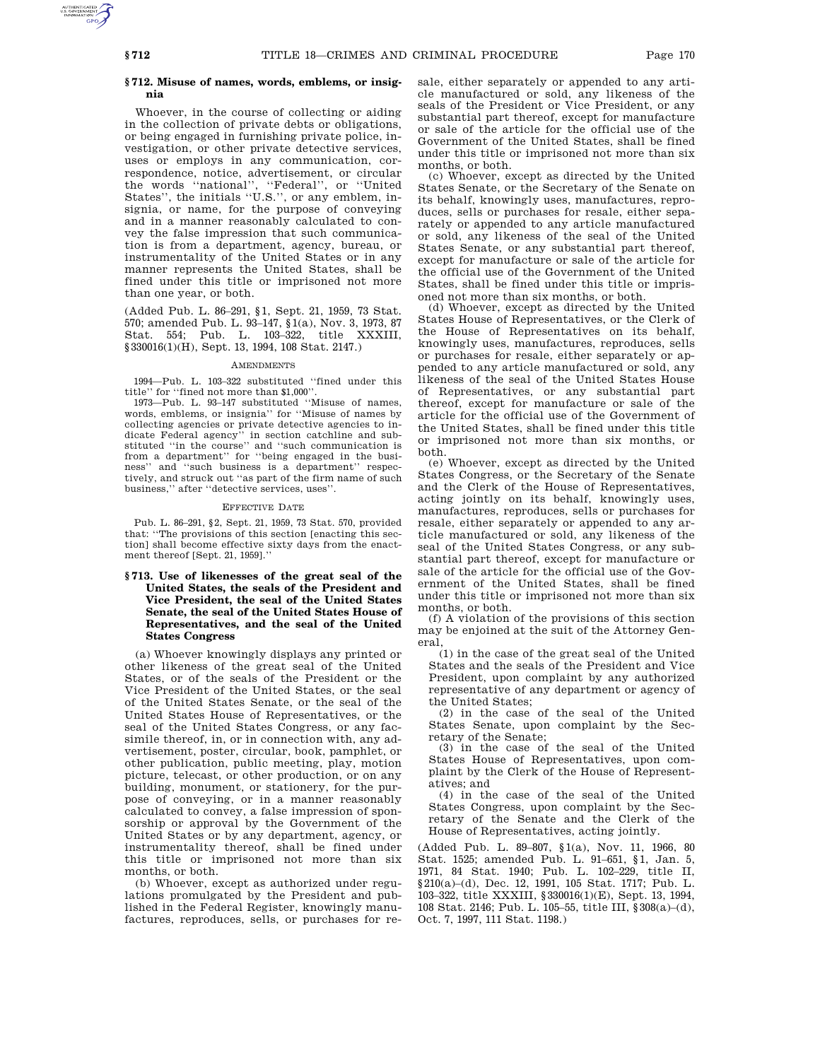### § 712. Misuse of names, words, emblems, or insignia

Whoever, in the course of collecting or aiding in the collection of private debts or obligations, or being engaged in furnishing private police, investigation, or other private detective services, uses or employs in any communication, correspondence, notice, advertisement, or circular the words ''national'', ''Federal'', or ''United States'', the initials ''U.S.'', or any emblem, insignia, or name, for the purpose of conveying and in a manner reasonably calculated to convey the false impression that such communication is from a department, agency, bureau, or instrumentality of the United States or in any manner represents the United States, shall be fined under this title or imprisoned not more than one year, or both.

(Added Pub. L. 86–291, §1, Sept. 21, 1959, 73 Stat. 570; amended Pub. L. 93–147, §1(a), Nov. 3, 1973, 87 Stat. 554; Pub. L. 103–322, title XXXIII, §330016(1)(H), Sept. 13, 1994, 108 Stat. 2147.)

#### AMENDMENTS

1994—Pub. L. 103–322 substituted ''fined under this title'' for ''fined not more than $1,000''.

1973—Pub. L. 93–147 substituted ''Misuse of names, words, emblems, or insignia'' for ''Misuse of names by collecting agencies or private detective agencies to indicate Federal agency'' in section catchline and substituted ''in the course'' and ''such communication is from a department'' for ''being engaged in the business'' and ''such business is a department'' respectively, and struck out ''as part of the firm name of such business,'' after ''detective services, uses''.

#### EFFECTIVE DATE

Pub. L. 86–291, §2, Sept. 21, 1959, 73 Stat. 570, provided that: ''The provisions of this section [enacting this section] shall become effective sixty days from the enactment thereof [Sept. 21, 1959].''

### § 713. Use of likenesses of the great seal of the United States, the seals of the President and Vice President, the seal of the United States Senate, the seal of the United States House of Representatives, and the seal of the United States Congress

(a) Whoever knowingly displays any printed or other likeness of the great seal of the United States, or of the seals of the President or the Vice President of the United States, or the seal of the United States Senate, or the seal of the United States House of Representatives, or the seal of the United States Congress, or any facsimile thereof, in, or in connection with, any advertisement, poster, circular, book, pamphlet, or other publication, public meeting, play, motion picture, telecast, or other production, or on any building, monument, or stationery, for the purpose of conveying, or in a manner reasonably calculated to convey, a false impression of sponsorship or approval by the Government of the United States or by any department, agency, or instrumentality thereof, shall be fined under this title or imprisoned not more than six months, or both.

(b) Whoever, except as authorized under regulations promulgated by the President and published in the Federal Register, knowingly manufactures, reproduces, sells, or purchases for resale, either separately or appended to any article manufactured or sold, any likeness of the seals of the President or Vice President, or any substantial part thereof, except for manufacture or sale of the article for the official use of the Government of the United States, shall be fined under this title or imprisoned not more than six months, or both.

(c) Whoever, except as directed by the United States Senate, or the Secretary of the Senate on its behalf, knowingly uses, manufactures, reproduces, sells or purchases for resale, either separately or appended to any article manufactured or sold, any likeness of the seal of the United States Senate, or any substantial part thereof, except for manufacture or sale of the article for the official use of the Government of the United States, shall be fined under this title or imprisoned not more than six months, or both.

(d) Whoever, except as directed by the United States House of Representatives, or the Clerk of the House of Representatives on its behalf, knowingly uses, manufactures, reproduces, sells or purchases for resale, either separately or appended to any article manufactured or sold, any likeness of the seal of the United States House of Representatives, or any substantial part thereof, except for manufacture or sale of the article for the official use of the Government of the United States, shall be fined under this title or imprisoned not more than six months, or both.

(e) Whoever, except as directed by the United States Congress, or the Secretary of the Senate and the Clerk of the House of Representatives, acting jointly on its behalf, knowingly uses, manufactures, reproduces, sells or purchases for resale, either separately or appended to any article manufactured or sold, any likeness of the seal of the United States Congress, or any substantial part thereof, except for manufacture or sale of the article for the official use of the Government of the United States, shall be fined under this title or imprisoned not more than six months, or both.

(f) A violation of the provisions of this section may be enjoined at the suit of the Attorney General,

(1) in the case of the great seal of the United States and the seals of the President and Vice President, upon complaint by any authorized representative of any department or agency of the United States;

(2) in the case of the seal of the United States Senate, upon complaint by the Secretary of the Senate;

(3) in the case of the seal of the United States House of Representatives, upon complaint by the Clerk of the House of Representatives; and

(4) in the case of the seal of the United States Congress, upon complaint by the Secretary of the Senate and the Clerk of the House of Representatives, acting jointly.

(Added Pub. L. 89–807, §1(a), Nov. 11, 1966, 80 Stat. 1525; amended Pub. L. 91–651, §1, Jan. 5, 1971, 84 Stat. 1940; Pub. L. 102–229, title II, §210(a)–(d), Dec. 12, 1991, 105 Stat. 1717; Pub. L. 103–322, title XXXIII, §330016(1)(E), Sept. 13, 1994, 108 Stat. 2146; Pub. L. 105–55, title III, §308(a)–(d), Oct. 7, 1997, 111 Stat. 1198.)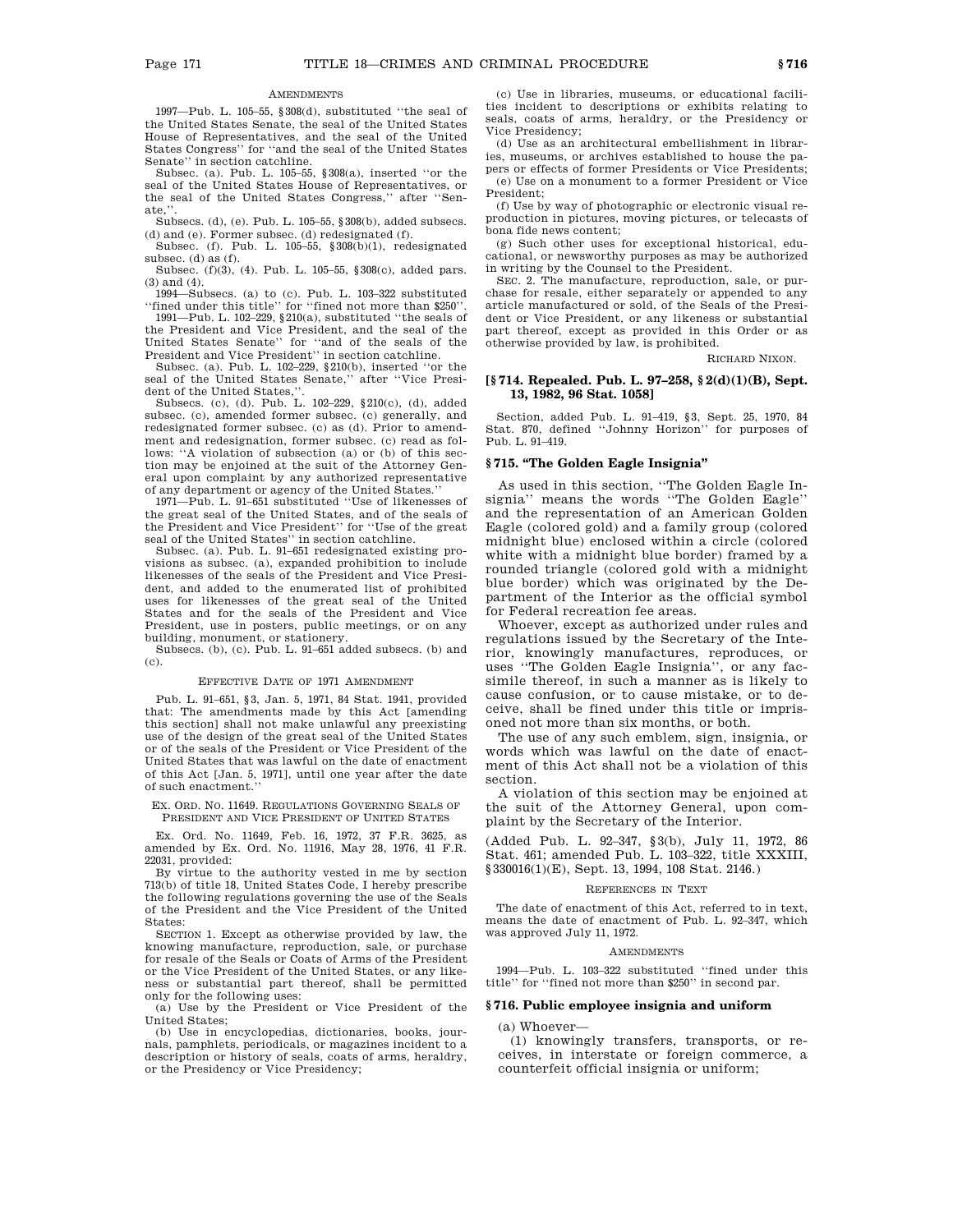AMENDMENTS

1997—Pub. L. 105–55, §308(d), substituted ''the seal of the United States Senate, the seal of the United States House of Representatives, and the seal of the United States Congress'' for ''and the seal of the United States Senate'' in section catchline.

Subsec. (a). Pub. L. 105–55, §308(a), inserted ''or the seal of the United States House of Representatives, or the seal of the United States Congress,'' after ''Senate,''.

Subsecs. (d), (e). Pub. L. 105–55, §308(b), added subsecs. (d) and (e). Former subsec. (d) redesignated (f).

Subsec. (f). Pub. L. 105–55, §308(b)(1), redesignated subsec. (d) as (f).

Subsec. (f)(3), (4). Pub. L. 105–55, §308(c), added pars. (3) and (4).

1994—Subsecs. (a) to (c). Pub. L. 103–322 substituted ''fined under this title'' for ''fined not more than $250''.

1991—Pub. L. 102–229, §210(a), substituted ''the seals of the President and Vice President, and the seal of the United States Senate'' for ''and of the seals of the President and Vice President'' in section catchline.

Subsec. (a). Pub. L. 102–229, §210(b), inserted ''or the seal of the United States Senate,'' after ''Vice President of the United States,''.

Subsecs. (c), (d). Pub. L. 102–229, §210(c), (d), added subsec. (c), amended former subsec. (c) generally, and redesignated former subsec. (c) as (d). Prior to amendment and redesignation, former subsec. (c) read as follows: ''A violation of subsection (a) or (b) of this section may be enjoined at the suit of the Attorney General upon complaint by any authorized representative of any department or agency of the United States.''

1971—Pub. L. 91–651 substituted ''Use of likenesses of the great seal of the United States, and of the seals of the President and Vice President'' for ''Use of the great seal of the United States'' in section catchline.

Subsec. (a). Pub. L. 91–651 redesignated existing provisions as subsec. (a), expanded prohibition to include likenesses of the seals of the President and Vice President, and added to the enumerated list of prohibited uses for likenesses of the great seal of the United States and for the seals of the President and Vice President, use in posters, public meetings, or on any building, monument, or stationery.

Subsecs. (b), (c). Pub. L. 91–651 added subsecs. (b) and (c).

EFFECTIVE DATE OF 1971 AMENDMENT

Pub. L. 91–651, §3, Jan. 5, 1971, 84 Stat. 1941, provided that: The amendments made by this Act [amending this section] shall not make unlawful any preexisting use of the design of the great seal of the United States or of the seals of the President or Vice President of the United States that was lawful on the date of enactment of this Act [Jan. 5, 1971], until one year after the date of such enactment.''

EX. ORD. NO. 11649. REGULATIONS GOVERNING SEALS OF PRESIDENT AND VICE PRESIDENT OF UNITED STATES

Ex. Ord. No. 11649, Feb. 16, 1972, 37 F.R. 3625, as amended by Ex. Ord. No. 11916, May 28, 1976, 41 F.R. 22031, provided:

By virtue to the authority vested in me by section 713(b) of title 18, United States Code, I hereby prescribe the following regulations governing the use of the Seals of the President and the Vice President of the United States:

SECTION 1. Except as otherwise provided by law, the knowing manufacture, reproduction, sale, or purchase for resale of the Seals or Coats of Arms of the President or the Vice President of the United States, or any likeness or substantial part thereof, shall be permitted only for the following uses:

(a) Use by the President or Vice President of the United States;

(b) Use in encyclopedias, dictionaries, books, journals, pamphlets, periodicals, or magazines incident to a description or history of seals, coats of arms, heraldry, or the Presidency or Vice Presidency;

(c) Use in libraries, museums, or educational facilities incident to descriptions or exhibits relating to seals, coats of arms, heraldry, or the Presidency or Vice Presidency;

(d) Use as an architectural embellishment in libraries, museums, or archives established to house the papers or effects of former Presidents or Vice Presidents;

(e) Use on a monument to a former President or Vice President;

(f) Use by way of photographic or electronic visual reproduction in pictures, moving pictures, or telecasts of bona fide news content;

(g) Such other uses for exceptional historical, educational, or newsworthy purposes as may be authorized in writing by the Counsel to the President.

SEC. 2. The manufacture, reproduction, sale, or purchase for resale, either separately or appended to any article manufactured or sold, of the Seals of the President or Vice President, or any likeness or substantial part thereof, except as provided in this Order or as otherwise provided by law, is prohibited.

RICHARD NIXON.

### [§714. Repealed. Pub. L. 97–258, §2(d)(1)(B), Sept. 13, 1982, 96 Stat. 1058]

Section, added Pub. L. 91–419, §3, Sept. 25, 1970, 84 Stat. 870, defined ''Johnny Horizon'' for purposes of Pub. L. 91–419.

### §715. "The Golden Eagle Insignia"

As used in this section, ''The Golden Eagle Insignia'' means the words ''The Golden Eagle'' and the representation of an American Golden Eagle (colored gold) and a family group (colored midnight blue) enclosed within a circle (colored white with a midnight blue border) framed by a rounded triangle (colored gold with a midnight blue border) which was originated by the Department of the Interior as the official symbol for Federal recreation fee areas.

Whoever, except as authorized under rules and regulations issued by the Secretary of the Interior, knowingly manufactures, reproduces, or uses ''The Golden Eagle Insignia'', or any facsimile thereof, in such a manner as is likely to cause confusion, or to cause mistake, or to deceive, shall be fined under this title or imprisoned not more than six months, or both.

The use of any such emblem, sign, insignia, or words which was lawful on the date of enactment of this Act shall not be a violation of this section.

A violation of this section may be enjoined at the suit of the Attorney General, upon complaint by the Secretary of the Interior.

(Added Pub. L. 92–347, §3(b), July 11, 1972, 86 Stat. 461; amended Pub. L. 103–322, title XXXIII, §330016(1)(E), Sept. 13, 1994, 108 Stat. 2146.)

REFERENCES IN TEXT

The date of enactment of this Act, referred to in text, means the date of enactment of Pub. L. 92–347, which was approved July 11, 1972.

AMENDMENTS

1994—Pub. L. 103–322 substituted ''fined under this title'' for ''fined not more than $250'' in second par.

### §716. Public employee insignia and uniform

(a) Whoever—

(1) knowingly transfers, transports, or receives, in interstate or foreign commerce, a counterfeit official insignia or uniform;